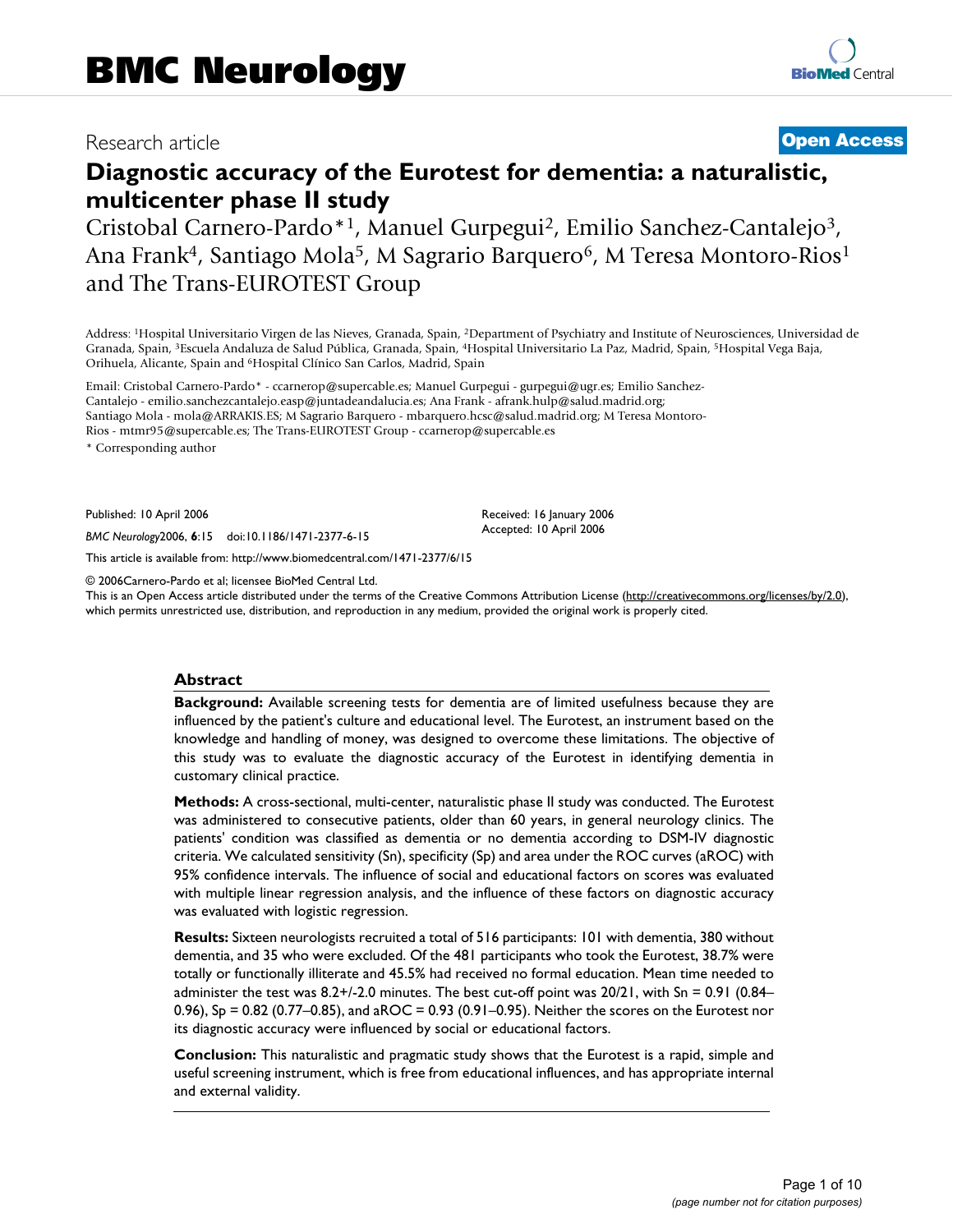# BMC Neurology

Research article

**Open Access**

# Diagnostic accuracy of the Eurotest for dementia: a naturalistic, multicenter phase II study

Cristobal Carnero-Pardo*[1], Manuel Gurpegui[2], Emilio Sanchez-Cantalejo[3], Ana Frank[4], Santiago Mola[5], M Sagrario Barquero[6], M Teresa Montoro-Rios[1] and The Trans-EUROTEST Group

Address: [1]Hospital Universitario Virgen de las Nieves, Granada, Spain, [2]Department of Psychiatry and Institute of Neurosciences, Universidad de Granada, Spain, [3]Escuela Andaluza de Salud Pública, Granada, Spain, [4]Hospital Universitario La Paz, Madrid, Spain, [5]Hospital Vega Baja, Orihuela, Alicante, Spain and [6]Hospital Clínico San Carlos, Madrid, Spain

Email: Cristobal Carnero-Pardo* - ccarnerop@supercable.es; Manuel Gurpegui - gurpegui@ugr.es; Emilio Sanchez-Cantalejo - emilio.sanchezcantalejo.easp@juntadeandalucia.es; Ana Frank - afrank.hulp@salud.madrid.org; Santiago Mola - mola@ARRAKIS.ES; M Sagrario Barquero - mbarquero.hcsc@salud.madrid.org; M Teresa Montoro-Rios - mtmr95@supercable.es; The Trans-EUROTEST Group - ccarnerop@supercable.es

\* Corresponding author

Published: 10 April 2006

*BMC Neurology* 2006, **6**:15 doi:10.1186/1471-2377-6-15

Received: 16 January 2006
Accepted: 10 April 2006

This article is available from: http://www.biomedcentral.com/1471-2377/6/15

© 2006 Carnero-Pardo et al; licensee BioMed Central Ltd.
This is an Open Access article distributed under the terms of the Creative Commons Attribution License (http://creativecommons.org/licenses/by/2.0), which permits unrestricted use, distribution, and reproduction in any medium, provided the original work is properly cited.

## Abstract

**Background:** Available screening tests for dementia are of limited usefulness because they are influenced by the patient's culture and educational level. The Eurotest, an instrument based on the knowledge and handling of money, was designed to overcome these limitations. The objective of this study was to evaluate the diagnostic accuracy of the Eurotest in identifying dementia in customary clinical practice.

**Methods:** A cross-sectional, multi-center, naturalistic phase II study was conducted. The Eurotest was administered to consecutive patients, older than 60 years, in general neurology clinics. The patients' condition was classified as dementia or no dementia according to DSM-IV diagnostic criteria. We calculated sensitivity (Sn), specificity (Sp) and area under the ROC curves (aROC) with 95% confidence intervals. The influence of social and educational factors on scores was evaluated with multiple linear regression analysis, and the influence of these factors on diagnostic accuracy was evaluated with logistic regression.

**Results:** Sixteen neurologists recruited a total of 516 participants: 101 with dementia, 380 without dementia, and 35 who were excluded. Of the 481 participants who took the Eurotest, 38.7% were totally or functionally illiterate and 45.5% had received no formal education. Mean time needed to administer the test was 8.2+/-2.0 minutes. The best cut-off point was 20/21, with Sn = 0.91 (0.84–0.96), Sp = 0.82 (0.77–0.85), and aROC = 0.93 (0.91–0.95). Neither the scores on the Eurotest nor its diagnostic accuracy were influenced by social or educational factors.

**Conclusion:** This naturalistic and pragmatic study shows that the Eurotest is a rapid, simple and useful screening instrument, which is free from educational influences, and has appropriate internal and external validity.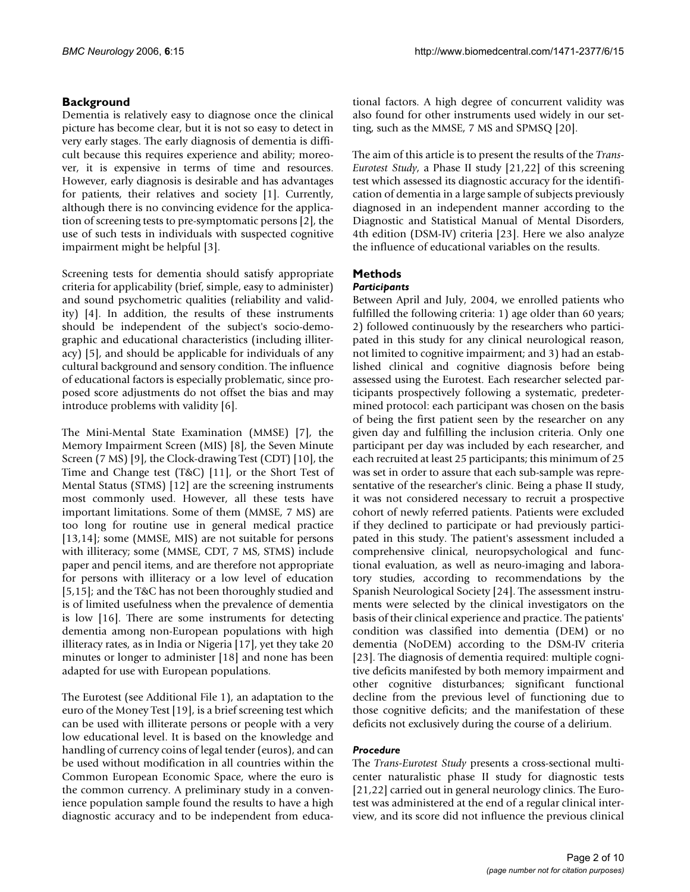## Background

Dementia is relatively easy to diagnose once the clinical picture has become clear, but it is not so easy to detect in very early stages. The early diagnosis of dementia is difficult because this requires experience and ability; moreover, it is expensive in terms of time and resources. However, early diagnosis is desirable and has advantages for patients, their relatives and society [1]. Currently, although there is no convincing evidence for the application of screening tests to pre-symptomatic persons [2], the use of such tests in individuals with suspected cognitive impairment might be helpful [3].

Screening tests for dementia should satisfy appropriate criteria for applicability (brief, simple, easy to administer) and sound psychometric qualities (reliability and validity) [4]. In addition, the results of these instruments should be independent of the subject's socio-demographic and educational characteristics (including illiteracy) [5], and should be applicable for individuals of any cultural background and sensory condition. The influence of educational factors is especially problematic, since proposed score adjustments do not offset the bias and may introduce problems with validity [6].

The Mini-Mental State Examination (MMSE) [7], the Memory Impairment Screen (MIS) [8], the Seven Minute Screen (7 MS) [9], the Clock-drawing Test (CDT) [10], the Time and Change test (T&C) [11], or the Short Test of Mental Status (STMS) [12] are the screening instruments most commonly used. However, all these tests have important limitations. Some of them (MMSE, 7 MS) are too long for routine use in general medical practice [13,14]; some (MMSE, MIS) are not suitable for persons with illiteracy; some (MMSE, CDT, 7 MS, STMS) include paper and pencil items, and are therefore not appropriate for persons with illiteracy or a low level of education [5,15]; and the T&C has not been thoroughly studied and is of limited usefulness when the prevalence of dementia is low [16]. There are some instruments for detecting dementia among non-European populations with high illiteracy rates, as in India or Nigeria [17], yet they take 20 minutes or longer to administer [18] and none has been adapted for use with European populations.

The Eurotest (see Additional File 1), an adaptation to the euro of the Money Test [19], is a brief screening test which can be used with illiterate persons or people with a very low educational level. It is based on the knowledge and handling of currency coins of legal tender (euros), and can be used without modification in all countries within the Common European Economic Space, where the euro is the common currency. A preliminary study in a convenience population sample found the results to have a high diagnostic accuracy and to be independent from educational factors. A high degree of concurrent validity was also found for other instruments used widely in our setting, such as the MMSE, 7 MS and SPMSQ [20].

The aim of this article is to present the results of the *Trans-Eurotest Study*, a Phase II study [21,22] of this screening test which assessed its diagnostic accuracy for the identification of dementia in a large sample of subjects previously diagnosed in an independent manner according to the Diagnostic and Statistical Manual of Mental Disorders, 4th edition (DSM-IV) criteria [23]. Here we also analyze the influence of educational variables on the results.

## Methods

### *Participants*

Between April and July, 2004, we enrolled patients who fulfilled the following criteria: 1) age older than 60 years; 2) followed continuously by the researchers who participated in this study for any clinical neurological reason, not limited to cognitive impairment; and 3) had an established clinical and cognitive diagnosis before being assessed using the Eurotest. Each researcher selected participants prospectively following a systematic, predetermined protocol: each participant was chosen on the basis of being the first patient seen by the researcher on any given day and fulfilling the inclusion criteria. Only one participant per day was included by each researcher, and each recruited at least 25 participants; this minimum of 25 was set in order to assure that each sub-sample was representative of the researcher's clinic. Being a phase II study, it was not considered necessary to recruit a prospective cohort of newly referred patients. Patients were excluded if they declined to participate or had previously participated in this study. The patient's assessment included a comprehensive clinical, neuropsychological and functional evaluation, as well as neuro-imaging and laboratory studies, according to recommendations by the Spanish Neurological Society [24]. The assessment instruments were selected by the clinical investigators on the basis of their clinical experience and practice. The patients' condition was classified into dementia (DEM) or no dementia (NoDEM) according to the DSM-IV criteria [23]. The diagnosis of dementia required: multiple cognitive deficits manifested by both memory impairment and other cognitive disturbances; significant functional decline from the previous level of functioning due to those cognitive deficits; and the manifestation of these deficits not exclusively during the course of a delirium.

### *Procedure*

The *Trans-Eurotest Study* presents a cross-sectional multicenter naturalistic phase II study for diagnostic tests [21,22] carried out in general neurology clinics. The Eurotest was administered at the end of a regular clinical interview, and its score did not influence the previous clinical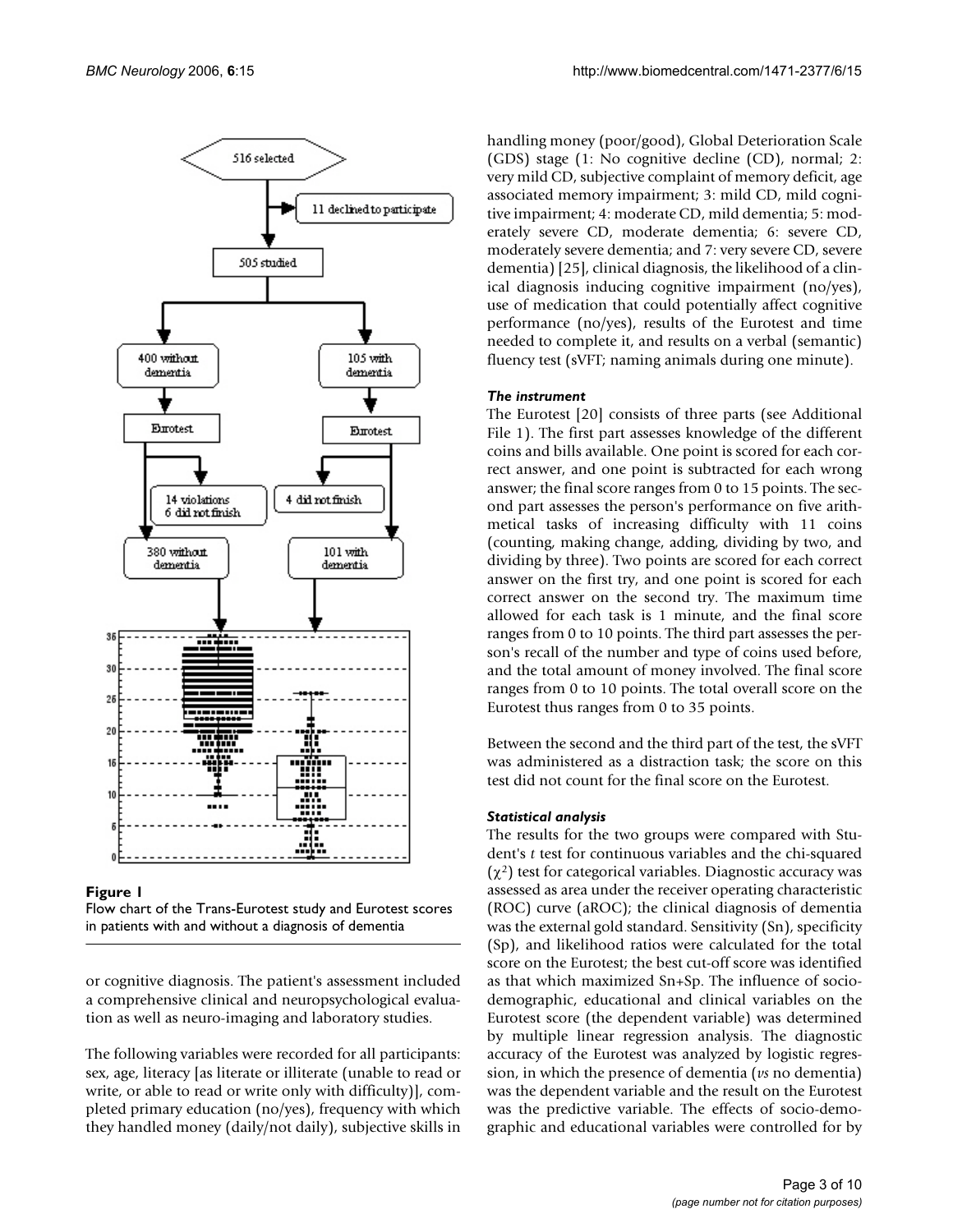**Figure 1**

Flow chart of the Trans-Eurotest study and Eurotest scores in patients with and without a diagnosis of dementia

or cognitive diagnosis. The patient's assessment included a comprehensive clinical and neuropsychological evaluation as well as neuro-imaging and laboratory studies.

The following variables were recorded for all participants: sex, age, literacy [as literate or illiterate (unable to read or write, or able to read or write only with difficulty)], completed primary education (no/yes), frequency with which they handled money (daily/not daily), subjective skills in handling money (poor/good), Global Deterioration Scale (GDS) stage (1: No cognitive decline (CD), normal; 2: very mild CD, subjective complaint of memory deficit, age associated memory impairment; 3: mild CD, mild cognitive impairment; 4: moderate CD, mild dementia; 5: moderately severe CD, moderate dementia; 6: severe CD, moderately severe dementia; and 7: very severe CD, severe dementia) [25], clinical diagnosis, the likelihood of a clinical diagnosis inducing cognitive impairment (no/yes), use of medication that could potentially affect cognitive performance (no/yes), results of the Eurotest and time needed to complete it, and results on a verbal (semantic) fluency test (sVFT; naming animals during one minute).

### *The instrument*

The Eurotest [20] consists of three parts (see Additional File 1). The first part assesses knowledge of the different coins and bills available. One point is scored for each correct answer, and one point is subtracted for each wrong answer; the final score ranges from 0 to 15 points. The second part assesses the person's performance on five arithmetical tasks of increasing difficulty with 11 coins (counting, making change, adding, dividing by two, and dividing by three). Two points are scored for each correct answer on the first try, and one point is scored for each correct answer on the second try. The maximum time allowed for each task is 1 minute, and the final score ranges from 0 to 10 points. The third part assesses the person's recall of the number and type of coins used before, and the total amount of money involved. The final score ranges from 0 to 10 points. The total overall score on the Eurotest thus ranges from 0 to 35 points.

Between the second and the third part of the test, the sVFT was administered as a distraction task; the score on this test did not count for the final score on the Eurotest.

### *Statistical analysis*

The results for the two groups were compared with Student's *t* test for continuous variables and the chi-squared ($\chi^2$) test for categorical variables. Diagnostic accuracy was assessed as area under the receiver operating characteristic (ROC) curve (aROC); the clinical diagnosis of dementia was the external gold standard. Sensitivity (Sn), specificity (Sp), and likelihood ratios were calculated for the total score on the Eurotest; the best cut-off score was identified as that which maximized Sn+Sp. The influence of socio-demographic, educational and clinical variables on the Eurotest score (the dependent variable) was determined by multiple linear regression analysis. The diagnostic accuracy of the Eurotest was analyzed by logistic regression, in which the presence of dementia (*vs* no dementia) was the dependent variable and the result on the Eurotest was the predictive variable. The effects of socio-demographic and educational variables were controlled for by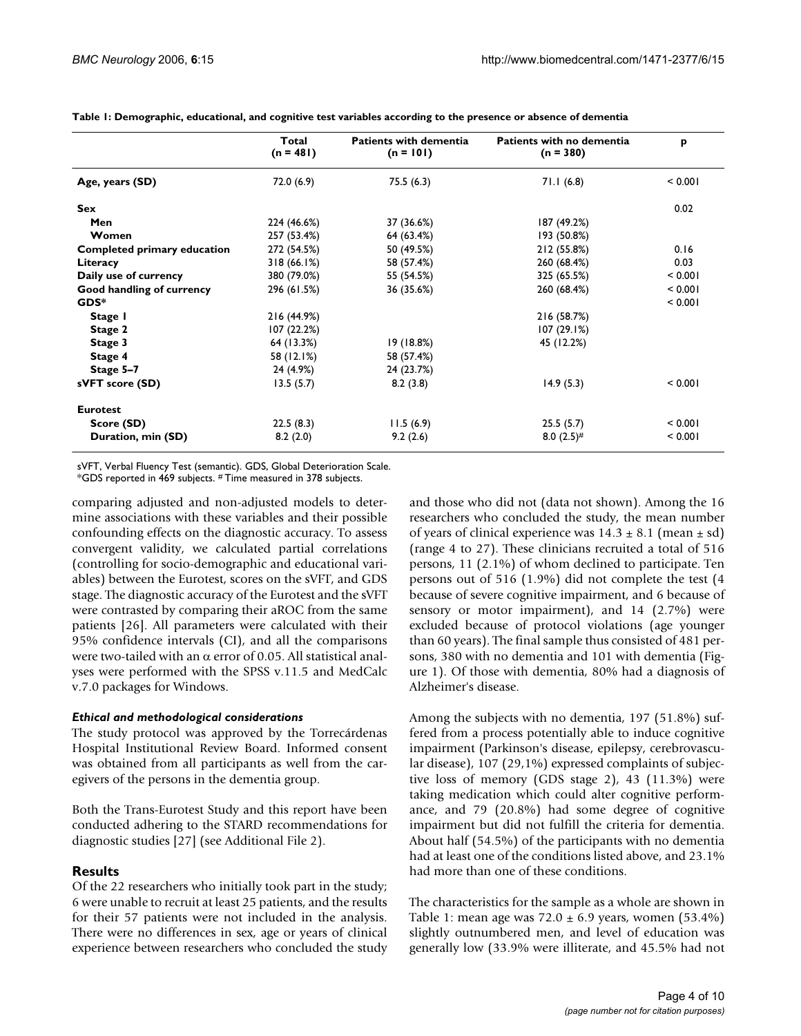**Table 1: Demographic, educational, and cognitive test variables according to the presence or absence of dementia**

| | Total (n = 481) | Patients with dementia (n = 101) | Patients with no dementia (n = 380) | p |
|---|---|---|---|---|
| **Age, years (SD)** | 72.0 (6.9) | 75.5 (6.3) | 71.1 (6.8) | < 0.001 |
| **Sex** | | | | 0.02 |
| **Men** | 224 (46.6%) | 37 (36.6%) | 187 (49.2%) | |
| **Women** | 257 (53.4%) | 64 (63.4%) | 193 (50.8%) | |
| **Completed primary education** | 272 (54.5%) | 50 (49.5%) | 212 (55.8%) | 0.16 |
| **Literacy** | 318 (66.1%) | 58 (57.4%) | 260 (68.4%) | 0.03 |
| **Daily use of currency** | 380 (79.0%) | 55 (54.5%) | 325 (65.5%) | < 0.001 |
| **Good handling of currency** | 296 (61.5%) | 36 (35.6%) | 260 (68.4%) | < 0.001 |
| **GDS*** | | | | < 0.001 |
| **Stage 1** | 216 (44.9%) | | 216 (58.7%) | |
| **Stage 2** | 107 (22.2%) | | 107 (29.1%) | |
| **Stage 3** | 64 (13.3%) | 19 (18.8%) | 45 (12.2%) | |
| **Stage 4** | 58 (12.1%) | 58 (57.4%) | | |
| **Stage 5–7** | 24 (4.9%) | 24 (23.7%) | | |
| **sVFT score (SD)** | 13.5 (5.7) | 8.2 (3.8) | 14.9 (5.3) | < 0.001 |
| **Eurotest** | | | | |
| **Score (SD)** | 22.5 (8.3) | 11.5 (6.9) | 25.5 (5.7) | < 0.001 |
| **Duration, min (SD)** | 8.2 (2.0) | 9.2 (2.6) | 8.0 (2.5)# | < 0.001 |

sVFT, Verbal Fluency Test (semantic). GDS, Global Deterioration Scale.
*GDS reported in 469 subjects. # Time measured in 378 subjects.

comparing adjusted and non-adjusted models to determine associations with these variables and their possible confounding effects on the diagnostic accuracy. To assess convergent validity, we calculated partial correlations (controlling for socio-demographic and educational variables) between the Eurotest, scores on the sVFT, and GDS stage. The diagnostic accuracy of the Eurotest and the sVFT were contrasted by comparing their aROC from the same patients [26]. All parameters were calculated with their 95% confidence intervals (CI), and all the comparisons were two-tailed with an $\alpha$ error of 0.05. All statistical analyses were performed with the SPSS v.11.5 and MedCalc v.7.0 packages for Windows.

#### *Ethical and methodological considerations*

The study protocol was approved by the Torrecárdenas Hospital Institutional Review Board. Informed consent was obtained from all participants as well from the caregivers of the persons in the dementia group.

Both the Trans-Eurotest Study and this report have been conducted adhering to the STARD recommendations for diagnostic studies [27] (see Additional File 2).

## Results

Of the 22 researchers who initially took part in the study; 6 were unable to recruit at least 25 patients, and the results for their 57 patients were not included in the analysis. There were no differences in sex, age or years of clinical experience between researchers who concluded the study and those who did not (data not shown). Among the 16 researchers who concluded the study, the mean number of years of clinical experience was $14.3 \pm 8.1$ (mean $\pm$ sd) (range 4 to 27). These clinicians recruited a total of 516 persons, 11 (2.1%) of whom declined to participate. Ten persons out of 516 (1.9%) did not complete the test (4 because of severe cognitive impairment, and 6 because of sensory or motor impairment), and 14 (2.7%) were excluded because of protocol violations (age younger than 60 years). The final sample thus consisted of 481 persons, 380 with no dementia and 101 with dementia (Figure 1). Of those with dementia, 80% had a diagnosis of Alzheimer's disease.

Among the subjects with no dementia, 197 (51.8%) suffered from a process potentially able to induce cognitive impairment (Parkinson's disease, epilepsy, cerebrovascular disease), 107 (29,1%) expressed complaints of subjective loss of memory (GDS stage 2), 43 (11.3%) were taking medication which could alter cognitive performance, and 79 (20.8%) had some degree of cognitive impairment but did not fulfill the criteria for dementia. About half (54.5%) of the participants with no dementia had at least one of the conditions listed above, and 23.1% had more than one of these conditions.

The characteristics for the sample as a whole are shown in Table 1: mean age was $72.0 \pm 6.9$ years, women (53.4%) slightly outnumbered men, and level of education was generally low (33.9% were illiterate, and 45.5% had not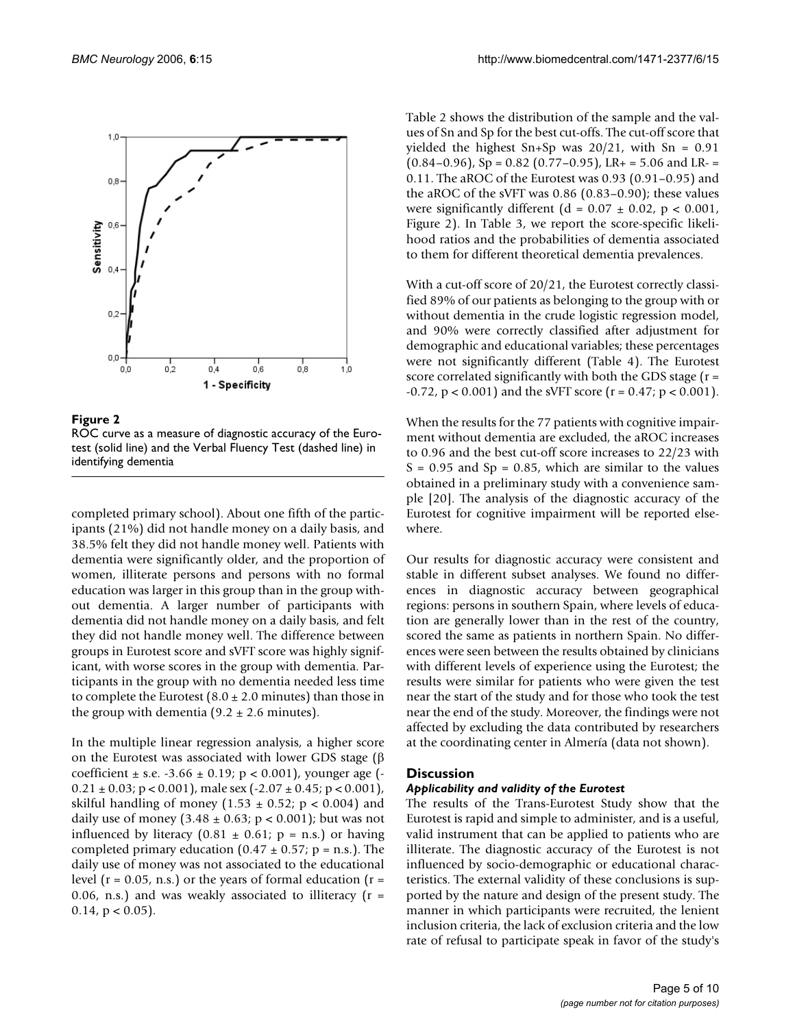**Figure 2**

ROC curve as a measure of diagnostic accuracy of the Eurotest (solid line) and the Verbal Fluency Test (dashed line) in identifying dementia

completed primary school). About one fifth of the participants (21%) did not handle money on a daily basis, and 38.5% felt they did not handle money well. Patients with dementia were significantly older, and the proportion of women, illiterate persons and persons with no formal education was larger in this group than in the group without dementia. A larger number of participants with dementia did not handle money on a daily basis, and felt they did not handle money well. The difference between groups in Eurotest score and sVFT score was highly significant, with worse scores in the group with dementia. Participants in the group with no dementia needed less time to complete the Eurotest (8.0 ± 2.0 minutes) than those in the group with dementia (9.2 ± 2.6 minutes).

In the multiple linear regression analysis, a higher score on the Eurotest was associated with lower GDS stage (β coefficient ± s.e. -3.66 ± 0.19; $p < 0.001$), younger age (-0.21 ± 0.03; $p < 0.001$), male sex (-2.07 ± 0.45; $p < 0.001$), skilful handling of money (1.53 ± 0.52; $p < 0.004$) and daily use of money (3.48 ± 0.63; $p < 0.001$); but was not influenced by literacy (0.81 ± 0.61; p = n.s.) or having completed primary education (0.47 ± 0.57; p = n.s.). The daily use of money was not associated to the educational level (r = 0.05, n.s.) or the years of formal education (r = 0.06, n.s.) and was weakly associated to illiteracy (r = 0.14, $p < 0.05$).

Table 2 shows the distribution of the sample and the values of Sn and Sp for the best cut-offs. The cut-off score that yielded the highest Sn+Sp was 20/21, with Sn = 0.91 (0.84–0.96), Sp = 0.82 (0.77–0.95), LR+ = 5.06 and LR- = 0.11. The aROC of the Eurotest was 0.93 (0.91–0.95) and the aROC of the sVFT was 0.86 (0.83–0.90); these values were significantly different (d = 0.07 ± 0.02, $p < 0.001$, Figure 2). In Table 3, we report the score-specific likelihood ratios and the probabilities of dementia associated to them for different theoretical dementia prevalences.

With a cut-off score of 20/21, the Eurotest correctly classified 89% of our patients as belonging to the group with or without dementia in the crude logistic regression model, and 90% were correctly classified after adjustment for demographic and educational variables; these percentages were not significantly different (Table 4). The Eurotest score correlated significantly with both the GDS stage (r = -0.72, $p < 0.001$) and the sVFT score (r = 0.47; $p < 0.001$).

When the results for the 77 patients with cognitive impairment without dementia are excluded, the aROC increases to 0.96 and the best cut-off score increases to 22/23 with S = 0.95 and Sp = 0.85, which are similar to the values obtained in a preliminary study with a convenience sample [20]. The analysis of the diagnostic accuracy of the Eurotest for cognitive impairment will be reported elsewhere.

Our results for diagnostic accuracy were consistent and stable in different subset analyses. We found no differences in diagnostic accuracy between geographical regions: persons in southern Spain, where levels of education are generally lower than in the rest of the country, scored the same as patients in northern Spain. No differences were seen between the results obtained by clinicians with different levels of experience using the Eurotest; the results were similar for patients who were given the test near the start of the study and for those who took the test near the end of the study. Moreover, the findings were not affected by excluding the data contributed by researchers at the coordinating center in Almería (data not shown).

## Discussion

### *Applicability and validity of the Eurotest*

The results of the Trans-Eurotest Study show that the Eurotest is rapid and simple to administer, and is a useful, valid instrument that can be applied to patients who are illiterate. The diagnostic accuracy of the Eurotest is not influenced by socio-demographic or educational characteristics. The external validity of these conclusions is supported by the nature and design of the present study. The manner in which participants were recruited, the lenient inclusion criteria, the lack of exclusion criteria and the low rate of refusal to participate speak in favor of the study's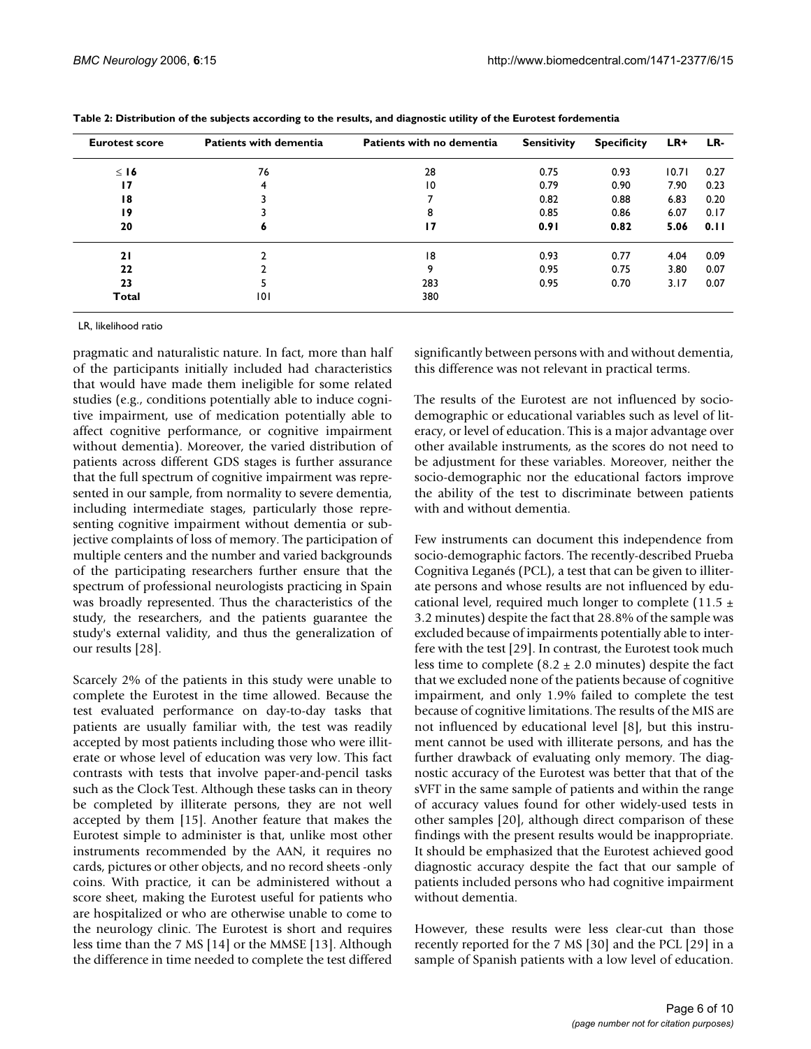**Table 2: Distribution of the subjects according to the results, and diagnostic utility of the Eurotest fordementia**

| Eurotest score | Patients with dementia | Patients with no dementia | Sensitivity | Specificity | LR+ | LR- |
|---|---|---|---|---|---|---|
| ≤ 16 | 76 | 28 | 0.75 | 0.93 | 10.71 | 0.27 |
| 17 | 4 | 10 | 0.79 | 0.90 | 7.90 | 0.23 |
| 18 | 3 | 7 | 0.82 | 0.88 | 6.83 | 0.20 |
| 19 | 3 | 8 | 0.85 | 0.86 | 6.07 | 0.17 |
| **20** | **6** | **17** | **0.91** | **0.82** | **5.06** | **0.11** |
| 21 | 2 | 18 | 0.93 | 0.77 | 4.04 | 0.09 |
| 22 | 2 | 9 | 0.95 | 0.75 | 3.80 | 0.07 |
| 23 | 5 | 283 | 0.95 | 0.70 | 3.17 | 0.07 |
| Total | 101 | 380 | | | | |

LR, likelihood ratio

pragmatic and naturalistic nature. In fact, more than half of the participants initially included had characteristics that would have made them ineligible for some related studies (e.g., conditions potentially able to induce cognitive impairment, use of medication potentially able to affect cognitive performance, or cognitive impairment without dementia). Moreover, the varied distribution of patients across different GDS stages is further assurance that the full spectrum of cognitive impairment was represented in our sample, from normality to severe dementia, including intermediate stages, particularly those representing cognitive impairment without dementia or subjective complaints of loss of memory. The participation of multiple centers and the number and varied backgrounds of the participating researchers further ensure that the spectrum of professional neurologists practicing in Spain was broadly represented. Thus the characteristics of the study, the researchers, and the patients guarantee the study's external validity, and thus the generalization of our results [28].

Scarcely 2% of the patients in this study were unable to complete the Eurotest in the time allowed. Because the test evaluated performance on day-to-day tasks that patients are usually familiar with, the test was readily accepted by most patients including those who were illiterate or whose level of education was very low. This fact contrasts with tests that involve paper-and-pencil tasks such as the Clock Test. Although these tasks can in theory be completed by illiterate persons, they are not well accepted by them [15]. Another feature that makes the Eurotest simple to administer is that, unlike most other instruments recommended by the AAN, it requires no cards, pictures or other objects, and no record sheets -only coins. With practice, it can be administered without a score sheet, making the Eurotest useful for patients who are hospitalized or who are otherwise unable to come to the neurology clinic. The Eurotest is short and requires less time than the 7 MS [14] or the MMSE [13]. Although the difference in time needed to complete the test differed significantly between persons with and without dementia, this difference was not relevant in practical terms.

The results of the Eurotest are not influenced by socio-demographic or educational variables such as level of literacy, or level of education. This is a major advantage over other available instruments, as the scores do not need to be adjustment for these variables. Moreover, neither the socio-demographic nor the educational factors improve the ability of the test to discriminate between patients with and without dementia.

Few instruments can document this independence from socio-demographic factors. The recently-described Prueba Cognitiva Leganés (PCL), a test that can be given to illiterate persons and whose results are not influenced by educational level, required much longer to complete (11.5 ± 3.2 minutes) despite the fact that 28.8% of the sample was excluded because of impairments potentially able to interfere with the test [29]. In contrast, the Eurotest took much less time to complete (8.2 ± 2.0 minutes) despite the fact that we excluded none of the patients because of cognitive impairment, and only 1.9% failed to complete the test because of cognitive limitations. The results of the MIS are not influenced by educational level [8], but this instrument cannot be used with illiterate persons, and has the further drawback of evaluating only memory. The diagnostic accuracy of the Eurotest was better that that of the sVFT in the same sample of patients and within the range of accuracy values found for other widely-used tests in other samples [20], although direct comparison of these findings with the present results would be inappropriate. It should be emphasized that the Eurotest achieved good diagnostic accuracy despite the fact that our sample of patients included persons who had cognitive impairment without dementia.

However, these results were less clear-cut than those recently reported for the 7 MS [30] and the PCL [29] in a sample of Spanish patients with a low level of education.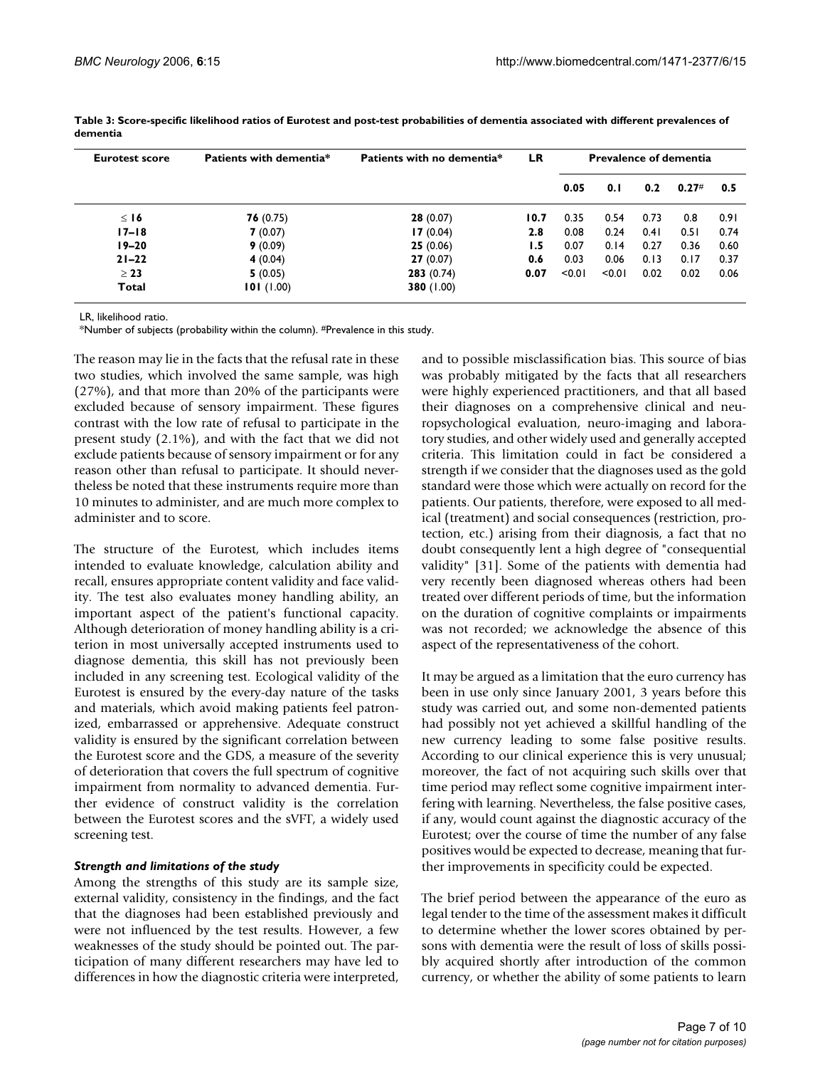**Table 3: Score-specific likelihood ratios of Eurotest and post-test probabilities of dementia associated with different prevalences of dementia**

| Eurotest score | Patients with dementia* | Patients with no dementia* | LR | Prevalence of dementia | | | | |
|---|---|---|---|---|---|---|---|---|
| | | | | **0.05** | **0.1** | **0.2** | **0.27#** | **0.5** |
| **≤ 16** | **76** (0.75) | **28** (0.07) | **10.7** | 0.35 | 0.54 | 0.73 | 0.8 | 0.91 |
| **17–18** | **7** (0.07) | **17** (0.04) | **2.8** | 0.08 | 0.24 | 0.41 | 0.51 | 0.74 |
| **19–20** | **9** (0.09) | **25** (0.06) | **1.5** | 0.07 | 0.14 | 0.27 | 0.36 | 0.60 |
| **21–22** | **4** (0.04) | **27** (0.07) | **0.6** | 0.03 | 0.06 | 0.13 | 0.17 | 0.37 |
| **≥ 23** | **5** (0.05) | **283** (0.74) | **0.07** | <0.01 | <0.01 | 0.02 | 0.02 | 0.06 |
| **Total** | **101** (1.00) | **380** (1.00) | | | | | | |

LR, likelihood ratio.
*Number of subjects (probability within the column). #Prevalence in this study.

The reason may lie in the facts that the refusal rate in these two studies, which involved the same sample, was high (27%), and that more than 20% of the participants were excluded because of sensory impairment. These figures contrast with the low rate of refusal to participate in the present study (2.1%), and with the fact that we did not exclude patients because of sensory impairment or for any reason other than refusal to participate. It should nevertheless be noted that these instruments require more than 10 minutes to administer, and are much more complex to administer and to score.

The structure of the Eurotest, which includes items intended to evaluate knowledge, calculation ability and recall, ensures appropriate content validity and face validity. The test also evaluates money handling ability, an important aspect of the patient's functional capacity. Although deterioration of money handling ability is a criterion in most universally accepted instruments used to diagnose dementia, this skill has not previously been included in any screening test. Ecological validity of the Eurotest is ensured by the every-day nature of the tasks and materials, which avoid making patients feel patronized, embarrassed or apprehensive. Adequate construct validity is ensured by the significant correlation between the Eurotest score and the GDS, a measure of the severity of deterioration that covers the full spectrum of cognitive impairment from normality to advanced dementia. Further evidence of construct validity is the correlation between the Eurotest scores and the sVFT, a widely used screening test.

### *Strength and limitations of the study*

Among the strengths of this study are its sample size, external validity, consistency in the findings, and the fact that the diagnoses had been established previously and were not influenced by the test results. However, a few weaknesses of the study should be pointed out. The participation of many different researchers may have led to differences in how the diagnostic criteria were interpreted, and to possible misclassification bias. This source of bias was probably mitigated by the facts that all researchers were highly experienced practitioners, and that all based their diagnoses on a comprehensive clinical and neuropsychological evaluation, neuro-imaging and laboratory studies, and other widely used and generally accepted criteria. This limitation could in fact be considered a strength if we consider that the diagnoses used as the gold standard were those which were actually on record for the patients. Our patients, therefore, were exposed to all medical (treatment) and social consequences (restriction, protection, etc.) arising from their diagnosis, a fact that no doubt consequently lent a high degree of "consequential validity" [31]. Some of the patients with dementia had very recently been diagnosed whereas others had been treated over different periods of time, but the information on the duration of cognitive complaints or impairments was not recorded; we acknowledge the absence of this aspect of the representativeness of the cohort.

It may be argued as a limitation that the euro currency has been in use only since January 2001, 3 years before this study was carried out, and some non-demented patients had possibly not yet achieved a skillful handling of the new currency leading to some false positive results. According to our clinical experience this is very unusual; moreover, the fact of not acquiring such skills over that time period may reflect some cognitive impairment interfering with learning. Nevertheless, the false positive cases, if any, would count against the diagnostic accuracy of the Eurotest; over the course of time the number of any false positives would be expected to decrease, meaning that further improvements in specificity could be expected.

The brief period between the appearance of the euro as legal tender to the time of the assessment makes it difficult to determine whether the lower scores obtained by persons with dementia were the result of loss of skills possibly acquired shortly after introduction of the common currency, or whether the ability of some patients to learn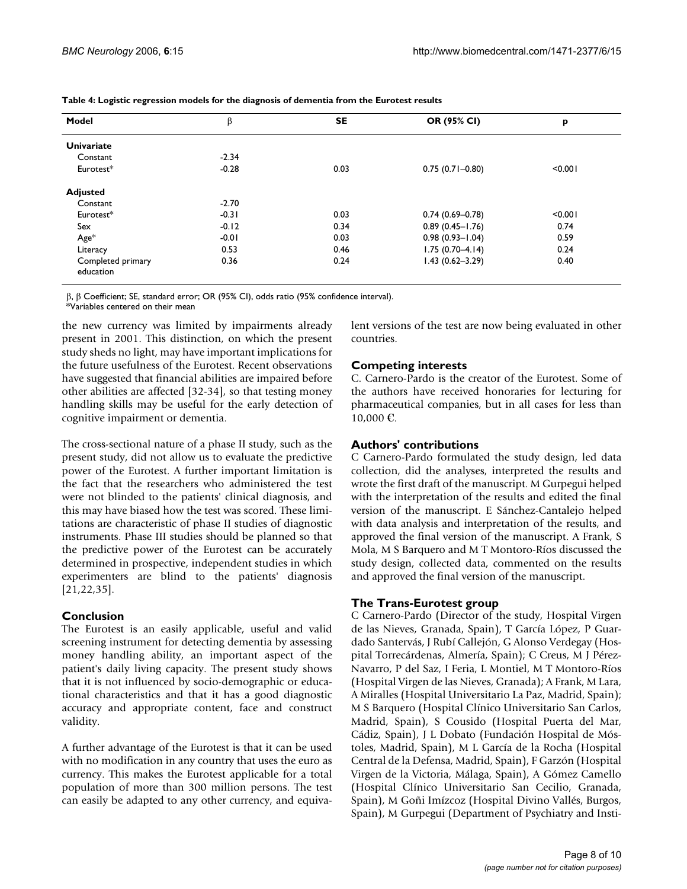**Table 4: Logistic regression models for the diagnosis of dementia from the Eurotest results**

| Model | β | SE | OR (95% CI) | p |
|---|---|---|---|---|
| **Univariate** | | | | |
| Constant | -2.34 | | | |
| Eurotest* | -0.28 | 0.03 | 0.75 (0.71–0.80) | <0.001 |
| **Adjusted** | | | | |
| Constant | -2.70 | | | |
| Eurotest* | -0.31 | 0.03 | 0.74 (0.69–0.78) | <0.001 |
| Sex | -0.12 | 0.34 | 0.89 (0.45–1.76) | 0.74 |
| Age* | -0.01 | 0.03 | 0.98 (0.93–1.04) | 0.59 |
| Literacy | 0.53 | 0.46 | 1.75 (0.70–4.14) | 0.24 |
| Completed primary education | 0.36 | 0.24 | 1.43 (0.62–3.29) | 0.40 |

β, β Coefficient; SE, standard error; OR (95% CI), odds ratio (95% confidence interval).
*Variables centered on their mean

the new currency was limited by impairments already present in 2001. This distinction, on which the present study sheds no light, may have important implications for the future usefulness of the Eurotest. Recent observations have suggested that financial abilities are impaired before other abilities are affected [32-34], so that testing money handling skills may be useful for the early detection of cognitive impairment or dementia.

The cross-sectional nature of a phase II study, such as the present study, did not allow us to evaluate the predictive power of the Eurotest. A further important limitation is the fact that the researchers who administered the test were not blinded to the patients' clinical diagnosis, and this may have biased how the test was scored. These limitations are characteristic of phase II studies of diagnostic instruments. Phase III studies should be planned so that the predictive power of the Eurotest can be accurately determined in prospective, independent studies in which experimenters are blind to the patients' diagnosis [21,22,35].

## Conclusion

The Eurotest is an easily applicable, useful and valid screening instrument for detecting dementia by assessing money handling ability, an important aspect of the patient's daily living capacity. The present study shows that it is not influenced by socio-demographic or educational characteristics and that it has a good diagnostic accuracy and appropriate content, face and construct validity.

A further advantage of the Eurotest is that it can be used with no modification in any country that uses the euro as currency. This makes the Eurotest applicable for a total population of more than 300 million persons. The test can easily be adapted to any other currency, and equivalent versions of the test are now being evaluated in other countries.

## Competing interests

C. Carnero-Pardo is the creator of the Eurotest. Some of the authors have received honoraries for lecturing for pharmaceutical companies, but in all cases for less than 10,000 €.

## Authors' contributions

C Carnero-Pardo formulated the study design, led data collection, did the analyses, interpreted the results and wrote the first draft of the manuscript. M Gurpegui helped with the interpretation of the results and edited the final version of the manuscript. E Sánchez-Cantalejo helped with data analysis and interpretation of the results, and approved the final version of the manuscript. A Frank, S Mola, M S Barquero and M T Montoro-Ríos discussed the study design, collected data, commented on the results and approved the final version of the manuscript.

## The Trans-Eurotest group

C Carnero-Pardo (Director of the study, Hospital Virgen de las Nieves, Granada, Spain), T García López, P Guardado Santervás, J Rubí Callejón, G Alonso Verdegay (Hospital Torrecárdenas, Almería, Spain); C Creus, M J Pérez-Navarro, P del Saz, I Feria, L Montiel, M T Montoro-Ríos (Hospital Virgen de las Nieves, Granada); A Frank, M Lara, A Miralles (Hospital Universitario La Paz, Madrid, Spain); M S Barquero (Hospital Clínico Universitario San Carlos, Madrid, Spain), S Cousido (Hospital Puerta del Mar, Cádiz, Spain), J L Dobato (Fundación Hospital de Móstoles, Madrid, Spain), M L García de la Rocha (Hospital Central de la Defensa, Madrid, Spain), F Garzón (Hospital Virgen de la Victoria, Málaga, Spain), A Gómez Camello (Hospital Clínico Universitario San Cecilio, Granada, Spain), M Goñi Imízcoz (Hospital Divino Vallés, Burgos, Spain), M Gurpegui (Department of Psychiatry and Insti-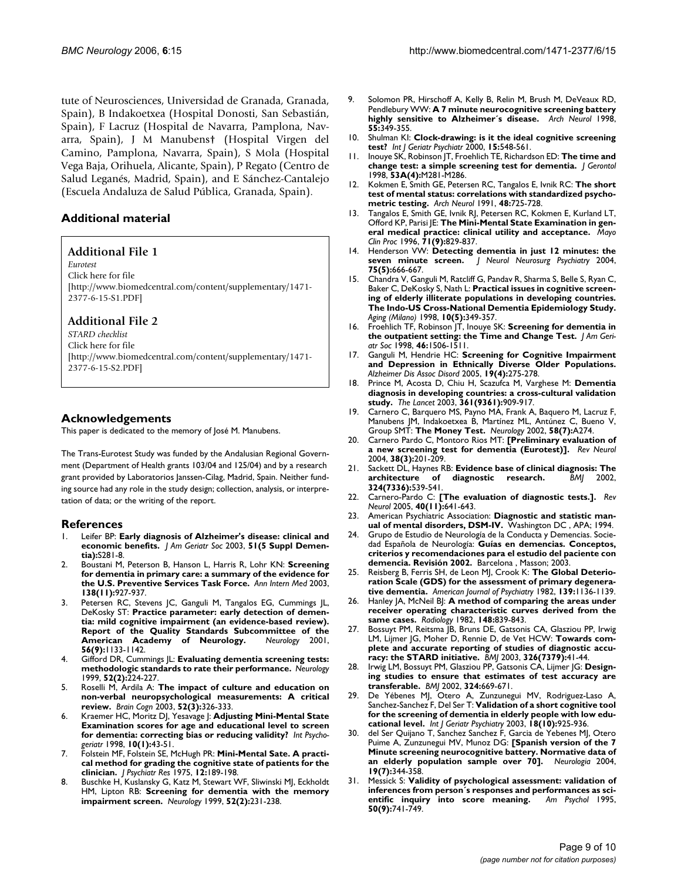tute of Neurosciences, Universidad de Granada, Granada, Spain), B Indakoetxea (Hospital Donosti, San Sebastián, Spain), F Lacruz (Hospital de Navarra, Pamplona, Navarra, Spain), J M Manubens† (Hospital Virgen del Camino, Pamplona, Navarra, Spain), S Mola (Hospital Vega Baja, Orihuela, Alicante, Spain), P Regato (Centro de Salud Leganés, Madrid, Spain), and E Sánchez-Cantalejo (Escuela Andaluza de Salud Pública, Granada, Spain).

## Additional material

### Additional File 1

*Eurotest*
Click here for file
[http://www.biomedcentral.com/content/supplementary/1471-2377-6-15-S1.PDF]

### Additional File 2

*STARD checklist*
Click here for file
[http://www.biomedcentral.com/content/supplementary/1471-2377-6-15-S2.PDF]

## Acknowledgements

This paper is dedicated to the memory of José M. Manubens.

The Trans-Eurotest Study was funded by the Andalusian Regional Government (Department of Health grants 103/04 and 125/04) and by a research grant provided by Laboratorios Janssen-Cilag, Madrid, Spain. Neither funding source had any role in the study design; collection, analysis, or interpretation of data; or the writing of the report.

## References

1. Leifer BP: **Early diagnosis of Alzheimer's disease: clinical and economic benefits.** *J Am Geriatr Soc* 2003, **51(5 Suppl Dementia):**S281-8.
2. Boustani M, Peterson B, Hanson L, Harris R, Lohr KN: **Screening for dementia in primary care: a summary of the evidence for the U.S. Preventive Services Task Force.** *Ann Intern Med* 2003, **138(11):**927-937.
3. Petersen RC, Stevens JC, Ganguli M, Tangalos EG, Cummings JL, DeKosky ST: **Practice parameter: early detection of dementia: mild cognitive impairment (an evidence-based review). Report of the Quality Standards Subcommittee of the American Academy of Neurology.** *Neurology* 2001, **56(9):**1133-1142.
4. Gifford DR, Cummings JL: **Evaluating dementia screening tests: methodologic standards to rate their performance.** *Neurology* 1999, **52(2):**224-227.
5. Roselli M, Ardila A: **The impact of culture and education on non-verbal neuropsychological measurements: A critical review.** *Brain Cogn* 2003, **52(3):**326-333.
6. Kraemer HC, Moritz DJ, Yesavage J: **Adjusting Mini-Mental State Examination scores for age and educational level to screen for dementia: correcting bias or reducing validity?** *Int Psychogeriatr* 1998, **10(1):**43-51.
7. Folstein MF, Folstein SE, McHugh PR: **Mini-Mental Sate. A practical method for grading the cognitive state of patients for the clinician.** *J Psychiatr Res* 1975, **12:**189-198.
8. Buschke H, Kuslansky G, Katz M, Stewart WF, Sliwinski MJ, Eckholdt HM, Lipton RB: **Screening for dementia with the memory impairment screen.** *Neurology* 1999, **52(2):**231-238.
9. Solomon PR, Hirschoff A, Kelly B, Relin M, Brush M, DeVeaux RD, Pendlebury WW: **A 7 minute neurocognitive screening battery highly sensitive to Alzheimer´s disease.** *Arch Neurol* 1998, **55:**349-355.
10. Shulman KI: **Clock-drawing: is it the ideal cognitive screening test?** *Int J Geriatr Psychiatr* 2000, **15:**548-561.
11. Inouye SK, Robinson JT, Froehlich TE, Richardson ED: **The time and change test: a simple screening test for dementia.** *J Gerontol* 1998, **53A(4):**M281-M286.
12. Kokmen E, Smith GE, Petersen RC, Tangalos E, Ivnik RC: **The short test of mental status: correlations with standardized psychometric testing.** *Arch Neurol* 1991, **48:**725-728.
13. Tangalos E, Smith GE, Ivnik RJ, Petersen RC, Kokmen E, Kurland LT, Offord KP, Parisi JE: **The Mini-Mental State Examination in general medical practice: clinical utility and acceptance.** *Mayo Clin Proc* 1996, **71(9):**829-837.
14. Henderson VW: **Detecting dementia in just 12 minutes: the seven minute screen.** *J Neurol Neurosurg Psychiatry* 2004, **75(5):**666-667.
15. Chandra V, Ganguli M, Ratcliff G, Pandav R, Sharma S, Belle S, Ryan C, Baker C, DeKosky S, Nath L: **Practical issues in cognitive screening of elderly illiterate populations in developing countries. The Indo-US Cross-National Dementia Epidemiology Study.** *Aging (Milano)* 1998, **10(5):**349-357.
16. Froehlich TF, Robinson JT, Inouye SK: **Screening for dementia in the outpatient setting: the Time and Change Test.** *J Am Geriatr Soc* 1998, **46:**1506-1511.
17. Ganguli M, Hendrie HC: **Screening for Cognitive Impairment and Depression in Ethnically Diverse Older Populations.** *Alzheimer Dis Assoc Disord* 2005, **19(4):**275-278.
18. Prince M, Acosta D, Chiu H, Scazufca M, Varghese M: **Dementia diagnosis in developing countries: a cross-cultural validation study.** *The Lancet* 2003, **361(9361):**909-917.
19. Carnero C, Barquero MS, Payno MA, Frank A, Baquero M, Lacruz F, Manubens JM, Indakoetxea B, Martínez ML, Antúnez C, Bueno V, Group SMT: **The Money Test.** *Neurology* 2002, **58(7):**A274.
20. Carnero Pardo C, Montoro Rios MT: **[Preliminary evaluation of a new screening test for dementia (Eurotest)].** *Rev Neurol* 2004, **38(3):**201-209.
21. Sackett DL, Haynes RB: **Evidence base of clinical diagnosis: The architecture of diagnostic research.** *BMJ* 2002, **324(7336):**539-541.
22. Carnero-Pardo C: **[The evaluation of diagnostic tests.].** *Rev Neurol* 2005, **40(11):**641-643.
23. American Psychiatric Association: **Diagnostic and statistic manual of mental disorders, DSM-IV.** Washington DC , APA; 1994.
24. Grupo de Estudio de Neurología de la Conducta y Demencias. Sociedad Española de Neurología: **Guías en demencias. Conceptos, criterios y recomendaciones para el estudio del paciente con demencia. Revisión 2002.** Barcelona , Masson; 2003.
25. Reisberg B, Ferris SH, de Leon MJ, Crook K: **The Global Deterioration Scale (GDS) for the assessment of primary degenerative dementia.** *American Journal of Psychiatry* 1982, **139:**1136-1139.
26. Hanley JA, McNeil BJ: **A method of comparing the areas under receiver operating characteristic curves derived from the same cases.** *Radiology* 1982, **148:**839-843.
27. Bossuyt PM, Reitsma JB, Bruns DE, Gatsonis CA, Glasziou PP, Irwig LM, Lijmer JG, Moher D, Rennie D, de Vet HCW: **Towards complete and accurate reporting of studies of diagnostic accuracy: the STARD initiative.** *BMJ* 2003, **326(7379):**41-44.
28. Irwig LM, Bossuyt PM, Glasziou PP, Gatsonis CA, Lijmer JG: **Designing studies to ensure that estimates of test accuracy are transferable.** *BMJ* 2002, **324:**669-671.
29. De Yébenes MJ, Otero A, Zunzunegui MV, Rodriguez-Laso A, Sanchez-Sanchez F, Del Ser T: **Validation of a short cognitive tool for the screening of dementia in elderly people with low educational level.** *Int J Geriatr Psychiatry* 2003, **18(10):**925-936.
30. del Ser Quijano T, Sanchez Sanchez F, Garcia de Yebenes MJ, Otero Puime A, Zunzunegui MV, Munoz DG: **[Spanish version of the 7 Minute screening neurocognitive battery. Normative data of an elderly population sample over 70].** *Neurologia* 2004, **19(7):**344-358.
31. Messick S: **Validity of psychological assessment: validation of inferences from person´s responses and performances as scientific inquiry into score meaning.** *Am Psychol* 1995, **50(9):**741-749.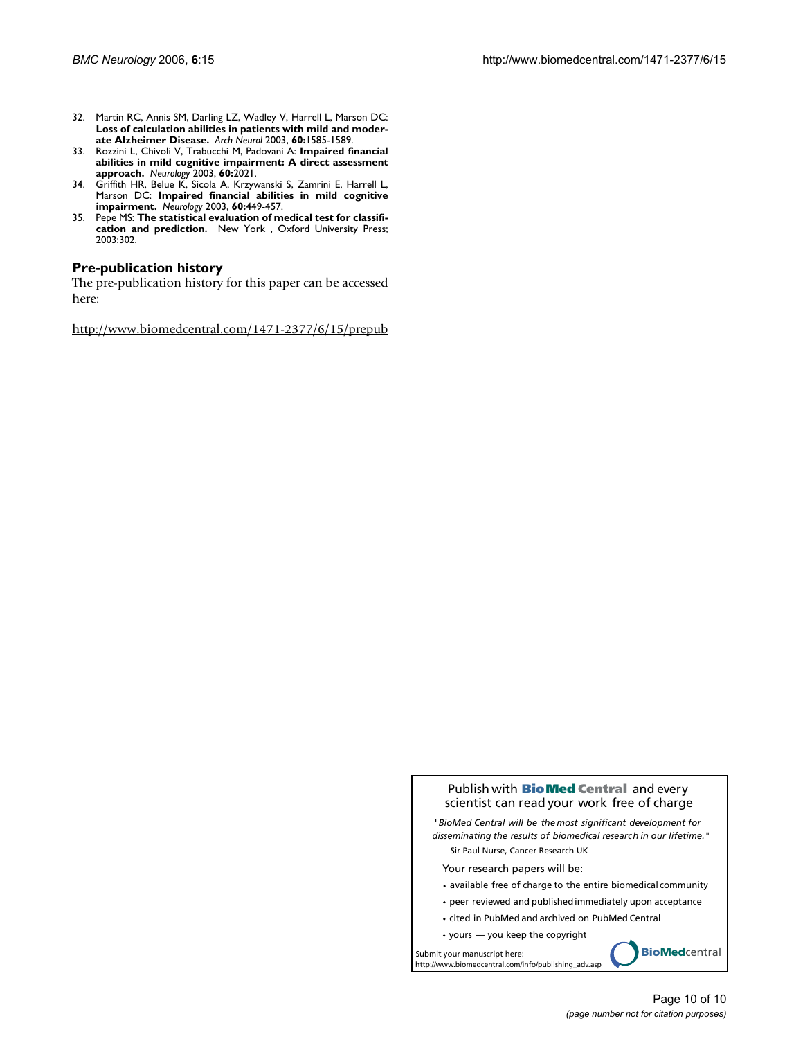32. Martin RC, Annis SM, Darling LZ, Wadley V, Harrell L, Marson DC: **Loss of calculation abilities in patients with mild and moderate Alzheimer Disease.** *Arch Neurol* 2003, **60:**1585-1589.
33. Rozzini L, Chivoli V, Trabucchi M, Padovani A: **Impaired financial abilities in mild cognitive impairment: A direct assessment approach.** *Neurology* 2003, **60:**2021.
34. Griffith HR, Belue K, Sicola A, Krzywanski S, Zamrini E, Harrell L, Marson DC: **Impaired financial abilities in mild cognitive impairment.** *Neurology* 2003, **60:**449-457.
35. Pepe MS: **The statistical evaluation of medical test for classification and prediction.** New York , Oxford University Press; 2003:302.

## Pre-publication history

The pre-publication history for this paper can be accessed here:

http://www.biomedcentral.com/1471-2377/6/15/prepub

Publish with **BioMed Central** and every scientist can read your work free of charge

*"BioMed Central will be the most significant development for disseminating the results of biomedical research in our lifetime."*

Sir Paul Nurse, Cancer Research UK

Your research papers will be:

- available free of charge to the entire biomedical community
- peer reviewed and published immediately upon acceptance
- cited in PubMed and archived on PubMed Central
- yours — you keep the copyright

Submit your manuscript here:
http://www.biomedcentral.com/info/publishing_adv.asp

**BioMed**central